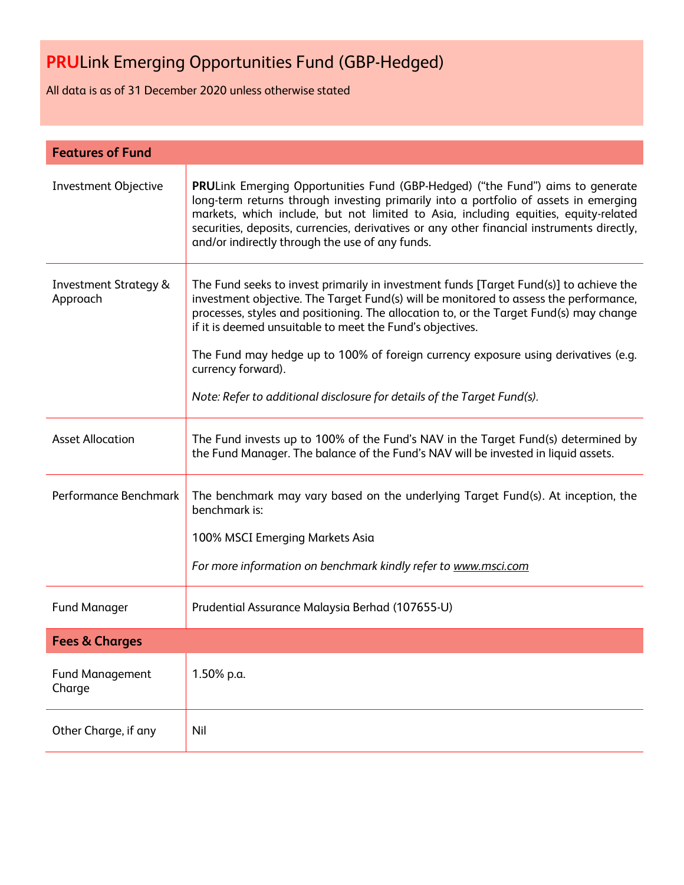# **PRU**Link Emerging Opportunities Fund (GBP-Hedged)

All data is as of 31 December 2020 unless otherwise stated

| **Features of Fund** | |
|---|---|
| Investment Objective | **PRU**Link Emerging Opportunities Fund (GBP-Hedged) ("the Fund") aims to generate long-term returns through investing primarily into a portfolio of assets in emerging markets, which include, but not limited to Asia, including equities, equity-related securities, deposits, currencies, derivatives or any other financial instruments directly, and/or indirectly through the use of any funds. |
| Investment Strategy & Approach | The Fund seeks to invest primarily in investment funds [Target Fund(s)] to achieve the investment objective. The Target Fund(s) will be monitored to assess the performance, processes, styles and positioning. The allocation to, or the Target Fund(s) may change if it is deemed unsuitable to meet the Fund's objectives.<br><br>The Fund may hedge up to 100% of foreign currency exposure using derivatives (e.g. currency forward).<br><br>*Note: Refer to additional disclosure for details of the Target Fund(s).* |
| Asset Allocation | The Fund invests up to 100% of the Fund's NAV in the Target Fund(s) determined by the Fund Manager. The balance of the Fund's NAV will be invested in liquid assets. |
| Performance Benchmark | The benchmark may vary based on the underlying Target Fund(s). At inception, the benchmark is:<br><br>100% MSCI Emerging Markets Asia<br><br>*For more information on benchmark kindly refer to www.msci.com* |
| Fund Manager | Prudential Assurance Malaysia Berhad (107655-U) |
| **Fees & Charges** | |
| Fund Management Charge | 1.50% p.a. |
| Other Charge, if any | Nil |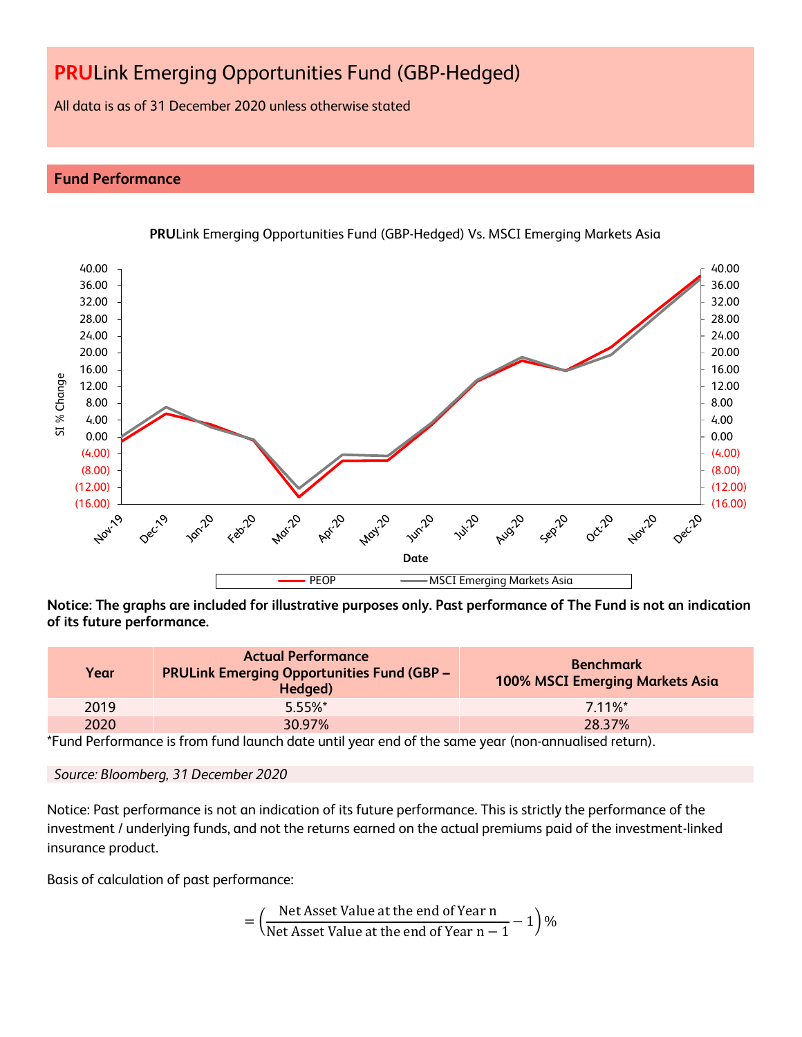# **PRU**Link Emerging Opportunities Fund (GBP-Hedged)

All data is as of 31 December 2020 unless otherwise stated

## Fund Performance

**PRU**Link Emerging Opportunities Fund (GBP-Hedged) Vs. MSCI Emerging Markets Asia

**Notice: The graphs are included for illustrative purposes only. Past performance of The Fund is not an indication of its future performance.**

| Year | Actual Performance PRULink Emerging Opportunities Fund (GBP – Hedged) | Benchmark 100% MSCI Emerging Markets Asia |
|---|---|---|
| 2019 | 5.55%* | 7.11%* |
| 2020 | 30.97% | 28.37% |

*Fund Performance is from fund launch date until year end of the same year (non-annualised return).

*Source: Bloomberg, 31 December 2020*

Notice: Past performance is not an indication of its future performance. This is strictly the performance of the investment / underlying funds, and not the returns earned on the actual premiums paid of the investment-linked insurance product.

Basis of calculation of past performance:

$$= \left( \frac{\text{Net Asset Value at the end of Year n}}{\text{Net Asset Value at the end of Year n} - 1} - 1 \right) \%$$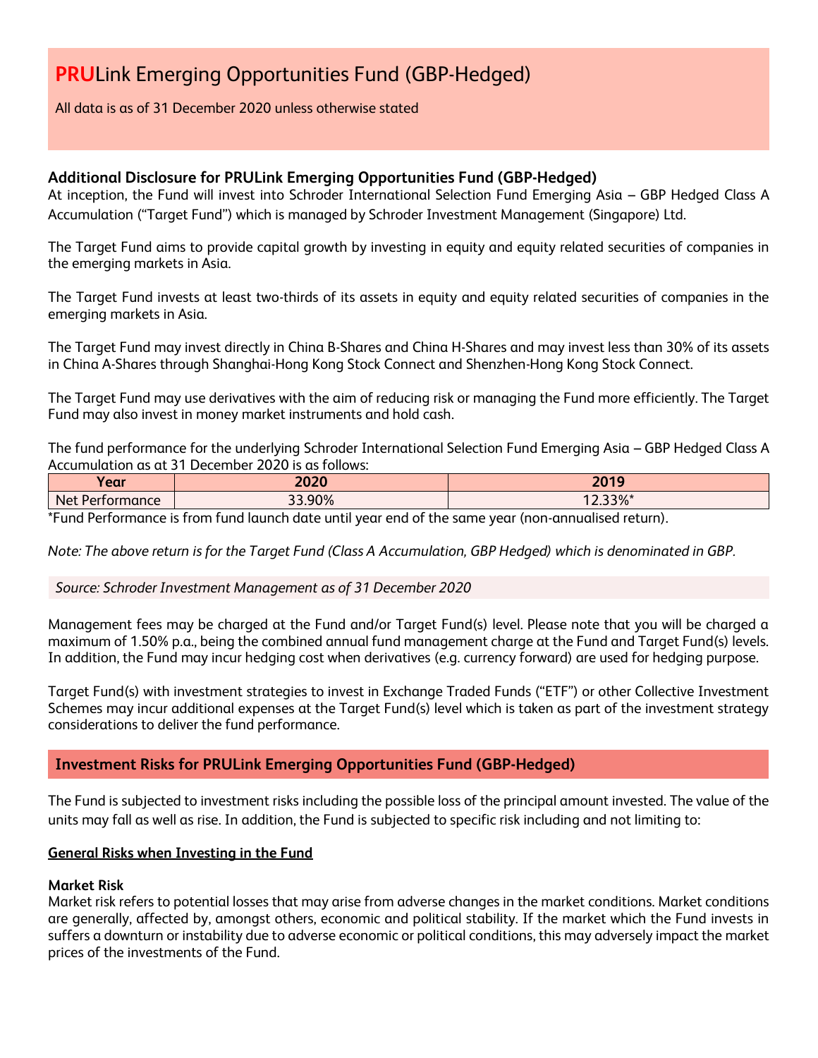# PRULink Emerging Opportunities Fund (GBP-Hedged)

All data is as of 31 December 2020 unless otherwise stated

### Additional Disclosure for PRULink Emerging Opportunities Fund (GBP-Hedged)

At inception, the Fund will invest into Schroder International Selection Fund Emerging Asia – GBP Hedged Class A Accumulation ("Target Fund") which is managed by Schroder Investment Management (Singapore) Ltd.

The Target Fund aims to provide capital growth by investing in equity and equity related securities of companies in the emerging markets in Asia.

The Target Fund invests at least two-thirds of its assets in equity and equity related securities of companies in the emerging markets in Asia.

The Target Fund may invest directly in China B-Shares and China H-Shares and may invest less than 30% of its assets in China A-Shares through Shanghai-Hong Kong Stock Connect and Shenzhen-Hong Kong Stock Connect.

The Target Fund may use derivatives with the aim of reducing risk or managing the Fund more efficiently. The Target Fund may also invest in money market instruments and hold cash.

The fund performance for the underlying Schroder International Selection Fund Emerging Asia – GBP Hedged Class A Accumulation as at 31 December 2020 is as follows:

| Year | 2020 | 2019 |
|---|---|---|
| Net Performance | 33.90% | 12.33%* |

*Fund Performance is from fund launch date until year end of the same year (non-annualised return).

*Note: The above return is for the Target Fund (Class A Accumulation, GBP Hedged) which is denominated in GBP.*

*Source: Schroder Investment Management as of 31 December 2020*

Management fees may be charged at the Fund and/or Target Fund(s) level. Please note that you will be charged a maximum of 1.50% p.a., being the combined annual fund management charge at the Fund and Target Fund(s) levels. In addition, the Fund may incur hedging cost when derivatives (e.g. currency forward) are used for hedging purpose.

Target Fund(s) with investment strategies to invest in Exchange Traded Funds ("ETF") or other Collective Investment Schemes may incur additional expenses at the Target Fund(s) level which is taken as part of the investment strategy considerations to deliver the fund performance.

### Investment Risks for PRULink Emerging Opportunities Fund (GBP-Hedged)

The Fund is subjected to investment risks including the possible loss of the principal amount invested. The value of the units may fall as well as rise. In addition, the Fund is subjected to specific risk including and not limiting to:

**General Risks when Investing in the Fund**

**Market Risk**

Market risk refers to potential losses that may arise from adverse changes in the market conditions. Market conditions are generally, affected by, amongst others, economic and political stability. If the market which the Fund invests in suffers a downturn or instability due to adverse economic or political conditions, this may adversely impact the market prices of the investments of the Fund.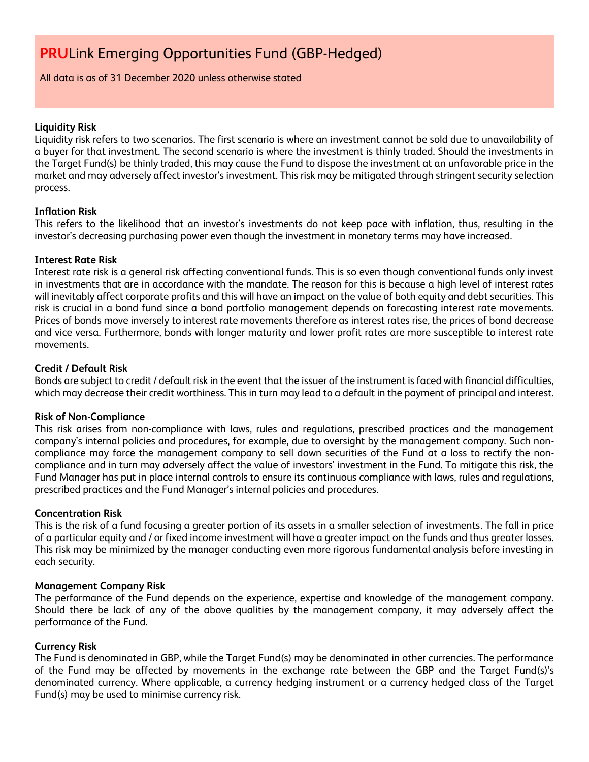# **PRU**Link Emerging Opportunities Fund (GBP-Hedged)

All data is as of 31 December 2020 unless otherwise stated

**Liquidity Risk**
Liquidity risk refers to two scenarios. The first scenario is where an investment cannot be sold due to unavailability of a buyer for that investment. The second scenario is where the investment is thinly traded. Should the investments in the Target Fund(s) be thinly traded, this may cause the Fund to dispose the investment at an unfavorable price in the market and may adversely affect investor's investment. This risk may be mitigated through stringent security selection process.

**Inflation Risk**
This refers to the likelihood that an investor's investments do not keep pace with inflation, thus, resulting in the investor's decreasing purchasing power even though the investment in monetary terms may have increased.

**Interest Rate Risk**
Interest rate risk is a general risk affecting conventional funds. This is so even though conventional funds only invest in investments that are in accordance with the mandate. The reason for this is because a high level of interest rates will inevitably affect corporate profits and this will have an impact on the value of both equity and debt securities. This risk is crucial in a bond fund since a bond portfolio management depends on forecasting interest rate movements. Prices of bonds move inversely to interest rate movements therefore as interest rates rise, the prices of bond decrease and vice versa. Furthermore, bonds with longer maturity and lower profit rates are more susceptible to interest rate movements.

**Credit / Default Risk**
Bonds are subject to credit / default risk in the event that the issuer of the instrument is faced with financial difficulties, which may decrease their credit worthiness. This in turn may lead to a default in the payment of principal and interest.

**Risk of Non-Compliance**
This risk arises from non-compliance with laws, rules and regulations, prescribed practices and the management company's internal policies and procedures, for example, due to oversight by the management company. Such non-compliance may force the management company to sell down securities of the Fund at a loss to rectify the non-compliance and in turn may adversely affect the value of investors' investment in the Fund. To mitigate this risk, the Fund Manager has put in place internal controls to ensure its continuous compliance with laws, rules and regulations, prescribed practices and the Fund Manager's internal policies and procedures.

**Concentration Risk**
This is the risk of a fund focusing a greater portion of its assets in a smaller selection of investments. The fall in price of a particular equity and / or fixed income investment will have a greater impact on the funds and thus greater losses. This risk may be minimized by the manager conducting even more rigorous fundamental analysis before investing in each security.

**Management Company Risk**
The performance of the Fund depends on the experience, expertise and knowledge of the management company. Should there be lack of any of the above qualities by the management company, it may adversely affect the performance of the Fund.

**Currency Risk**
The Fund is denominated in GBP, while the Target Fund(s) may be denominated in other currencies. The performance of the Fund may be affected by movements in the exchange rate between the GBP and the Target Fund(s)'s denominated currency. Where applicable, a currency hedging instrument or a currency hedged class of the Target Fund(s) may be used to minimise currency risk.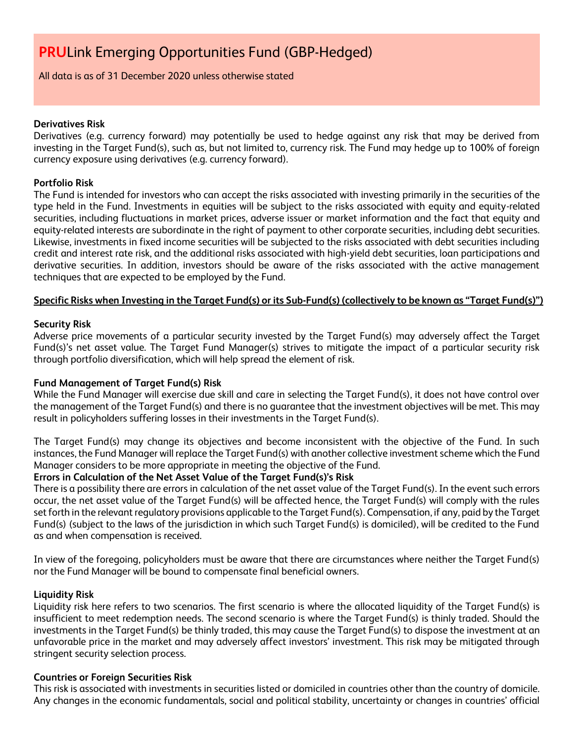# **PRU**Link Emerging Opportunities Fund (GBP-Hedged)

All data is as of 31 December 2020 unless otherwise stated

**Derivatives Risk**

Derivatives (e.g. currency forward) may potentially be used to hedge against any risk that may be derived from investing in the Target Fund(s), such as, but not limited to, currency risk. The Fund may hedge up to 100% of foreign currency exposure using derivatives (e.g. currency forward).

**Portfolio Risk**

The Fund is intended for investors who can accept the risks associated with investing primarily in the securities of the type held in the Fund. Investments in equities will be subject to the risks associated with equity and equity-related securities, including fluctuations in market prices, adverse issuer or market information and the fact that equity and equity-related interests are subordinate in the right of payment to other corporate securities, including debt securities. Likewise, investments in fixed income securities will be subjected to the risks associated with debt securities including credit and interest rate risk, and the additional risks associated with high-yield debt securities, loan participations and derivative securities. In addition, investors should be aware of the risks associated with the active management techniques that are expected to be employed by the Fund.

**Specific Risks when Investing in the Target Fund(s) or its Sub-Fund(s) (collectively to be known as "Target Fund(s)")**

**Security Risk**

Adverse price movements of a particular security invested by the Target Fund(s) may adversely affect the Target Fund(s)'s net asset value. The Target Fund Manager(s) strives to mitigate the impact of a particular security risk through portfolio diversification, which will help spread the element of risk.

**Fund Management of Target Fund(s) Risk**

While the Fund Manager will exercise due skill and care in selecting the Target Fund(s), it does not have control over the management of the Target Fund(s) and there is no guarantee that the investment objectives will be met. This may result in policyholders suffering losses in their investments in the Target Fund(s).

The Target Fund(s) may change its objectives and become inconsistent with the objective of the Fund. In such instances, the Fund Manager will replace the Target Fund(s) with another collective investment scheme which the Fund Manager considers to be more appropriate in meeting the objective of the Fund.

**Errors in Calculation of the Net Asset Value of the Target Fund(s)'s Risk**

There is a possibility there are errors in calculation of the net asset value of the Target Fund(s). In the event such errors occur, the net asset value of the Target Fund(s) will be affected hence, the Target Fund(s) will comply with the rules set forth in the relevant regulatory provisions applicable to the Target Fund(s). Compensation, if any, paid by the Target Fund(s) (subject to the laws of the jurisdiction in which such Target Fund(s) is domiciled), will be credited to the Fund as and when compensation is received.

In view of the foregoing, policyholders must be aware that there are circumstances where neither the Target Fund(s) nor the Fund Manager will be bound to compensate final beneficial owners.

**Liquidity Risk**

Liquidity risk here refers to two scenarios. The first scenario is where the allocated liquidity of the Target Fund(s) is insufficient to meet redemption needs. The second scenario is where the Target Fund(s) is thinly traded. Should the investments in the Target Fund(s) be thinly traded, this may cause the Target Fund(s) to dispose the investment at an unfavorable price in the market and may adversely affect investors' investment. This risk may be mitigated through stringent security selection process.

**Countries or Foreign Securities Risk**

This risk is associated with investments in securities listed or domiciled in countries other than the country of domicile. Any changes in the economic fundamentals, social and political stability, uncertainty or changes in countries' official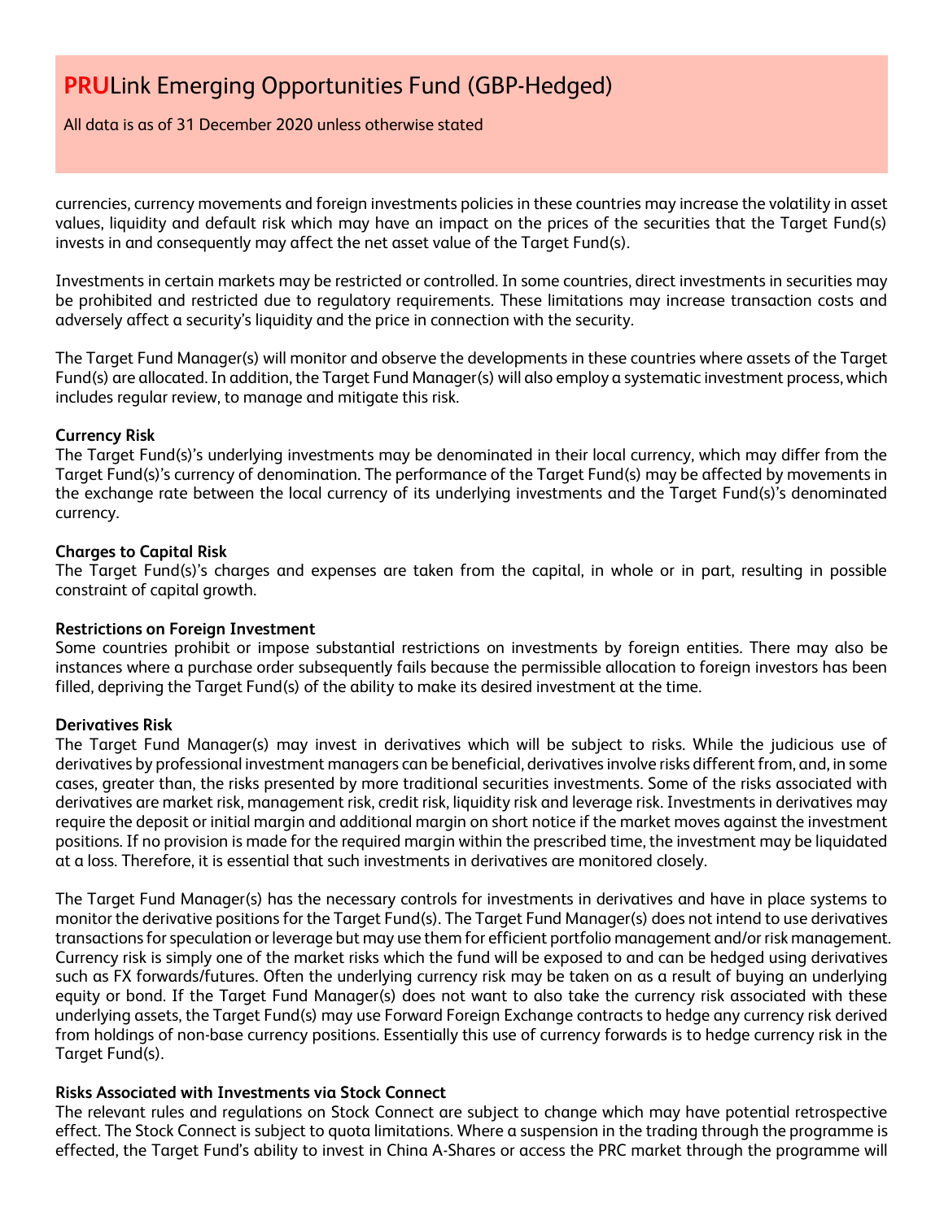currencies, currency movements and foreign investments policies in these countries may increase the volatility in asset values, liquidity and default risk which may have an impact on the prices of the securities that the Target Fund(s) invests in and consequently may affect the net asset value of the Target Fund(s).

Investments in certain markets may be restricted or controlled. In some countries, direct investments in securities may be prohibited and restricted due to regulatory requirements. These limitations may increase transaction costs and adversely affect a security's liquidity and the price in connection with the security.

The Target Fund Manager(s) will monitor and observe the developments in these countries where assets of the Target Fund(s) are allocated. In addition, the Target Fund Manager(s) will also employ a systematic investment process, which includes regular review, to manage and mitigate this risk.

**Currency Risk**
The Target Fund(s)'s underlying investments may be denominated in their local currency, which may differ from the Target Fund(s)'s currency of denomination. The performance of the Target Fund(s) may be affected by movements in the exchange rate between the local currency of its underlying investments and the Target Fund(s)'s denominated currency.

**Charges to Capital Risk**
The Target Fund(s)'s charges and expenses are taken from the capital, in whole or in part, resulting in possible constraint of capital growth.

**Restrictions on Foreign Investment**
Some countries prohibit or impose substantial restrictions on investments by foreign entities. There may also be instances where a purchase order subsequently fails because the permissible allocation to foreign investors has been filled, depriving the Target Fund(s) of the ability to make its desired investment at the time.

**Derivatives Risk**
The Target Fund Manager(s) may invest in derivatives which will be subject to risks. While the judicious use of derivatives by professional investment managers can be beneficial, derivatives involve risks different from, and, in some cases, greater than, the risks presented by more traditional securities investments. Some of the risks associated with derivatives are market risk, management risk, credit risk, liquidity risk and leverage risk. Investments in derivatives may require the deposit or initial margin and additional margin on short notice if the market moves against the investment positions. If no provision is made for the required margin within the prescribed time, the investment may be liquidated at a loss. Therefore, it is essential that such investments in derivatives are monitored closely.

The Target Fund Manager(s) has the necessary controls for investments in derivatives and have in place systems to monitor the derivative positions for the Target Fund(s). The Target Fund Manager(s) does not intend to use derivatives transactions for speculation or leverage but may use them for efficient portfolio management and/or risk management. Currency risk is simply one of the market risks which the fund will be exposed to and can be hedged using derivatives such as FX forwards/futures. Often the underlying currency risk may be taken on as a result of buying an underlying equity or bond. If the Target Fund Manager(s) does not want to also take the currency risk associated with these underlying assets, the Target Fund(s) may use Forward Foreign Exchange contracts to hedge any currency risk derived from holdings of non-base currency positions. Essentially this use of currency forwards is to hedge currency risk in the Target Fund(s).

**Risks Associated with Investments via Stock Connect**
The relevant rules and regulations on Stock Connect are subject to change which may have potential retrospective effect. The Stock Connect is subject to quota limitations. Where a suspension in the trading through the programme is effected, the Target Fund's ability to invest in China A-Shares or access the PRC market through the programme will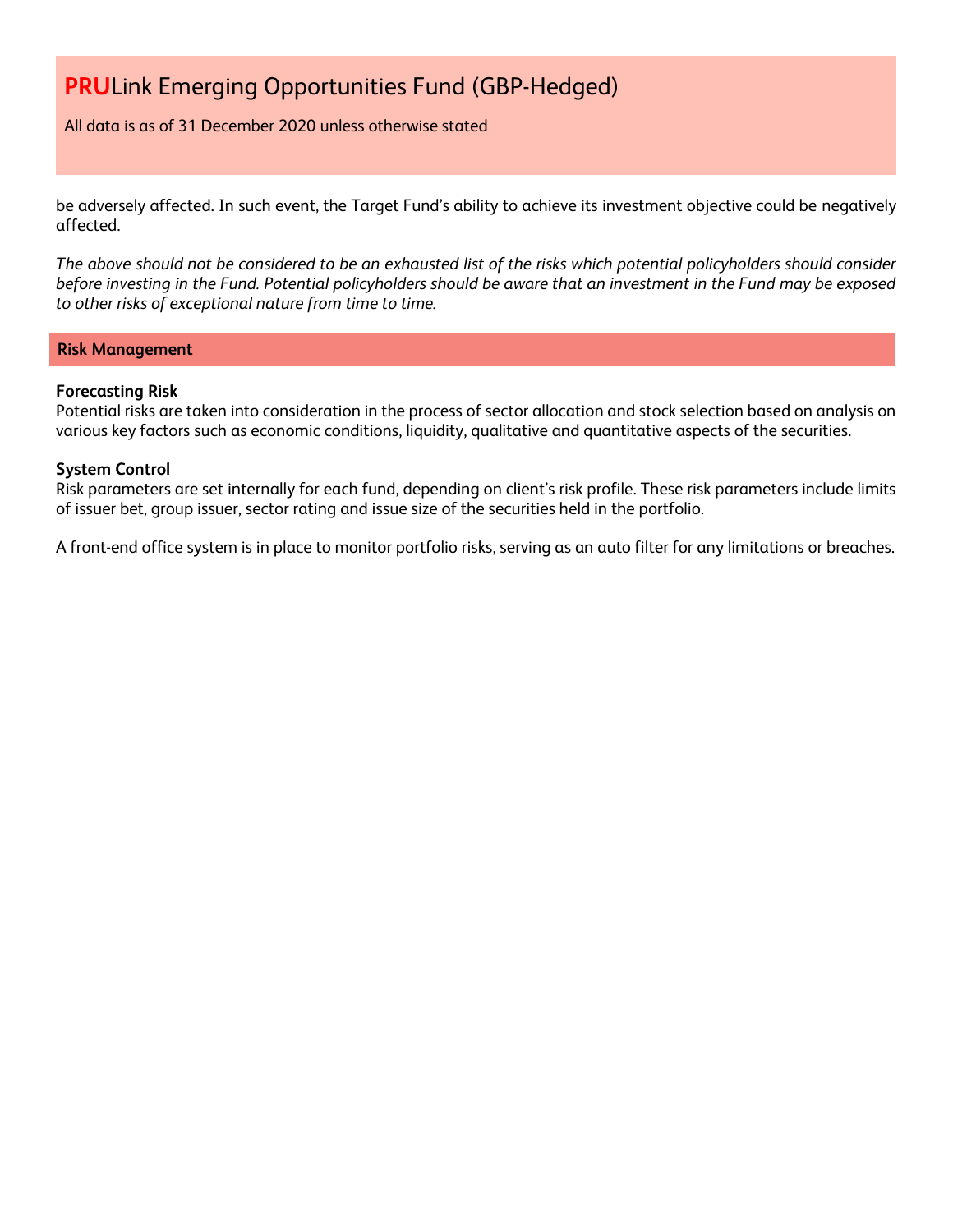be adversely affected. In such event, the Target Fund's ability to achieve its investment objective could be negatively affected.

*The above should not be considered to be an exhausted list of the risks which potential policyholders should consider before investing in the Fund. Potential policyholders should be aware that an investment in the Fund may be exposed to other risks of exceptional nature from time to time.*

## Risk Management

**Forecasting Risk**
Potential risks are taken into consideration in the process of sector allocation and stock selection based on analysis on various key factors such as economic conditions, liquidity, qualitative and quantitative aspects of the securities.

**System Control**
Risk parameters are set internally for each fund, depending on client's risk profile. These risk parameters include limits of issuer bet, group issuer, sector rating and issue size of the securities held in the portfolio.

A front-end office system is in place to monitor portfolio risks, serving as an auto filter for any limitations or breaches.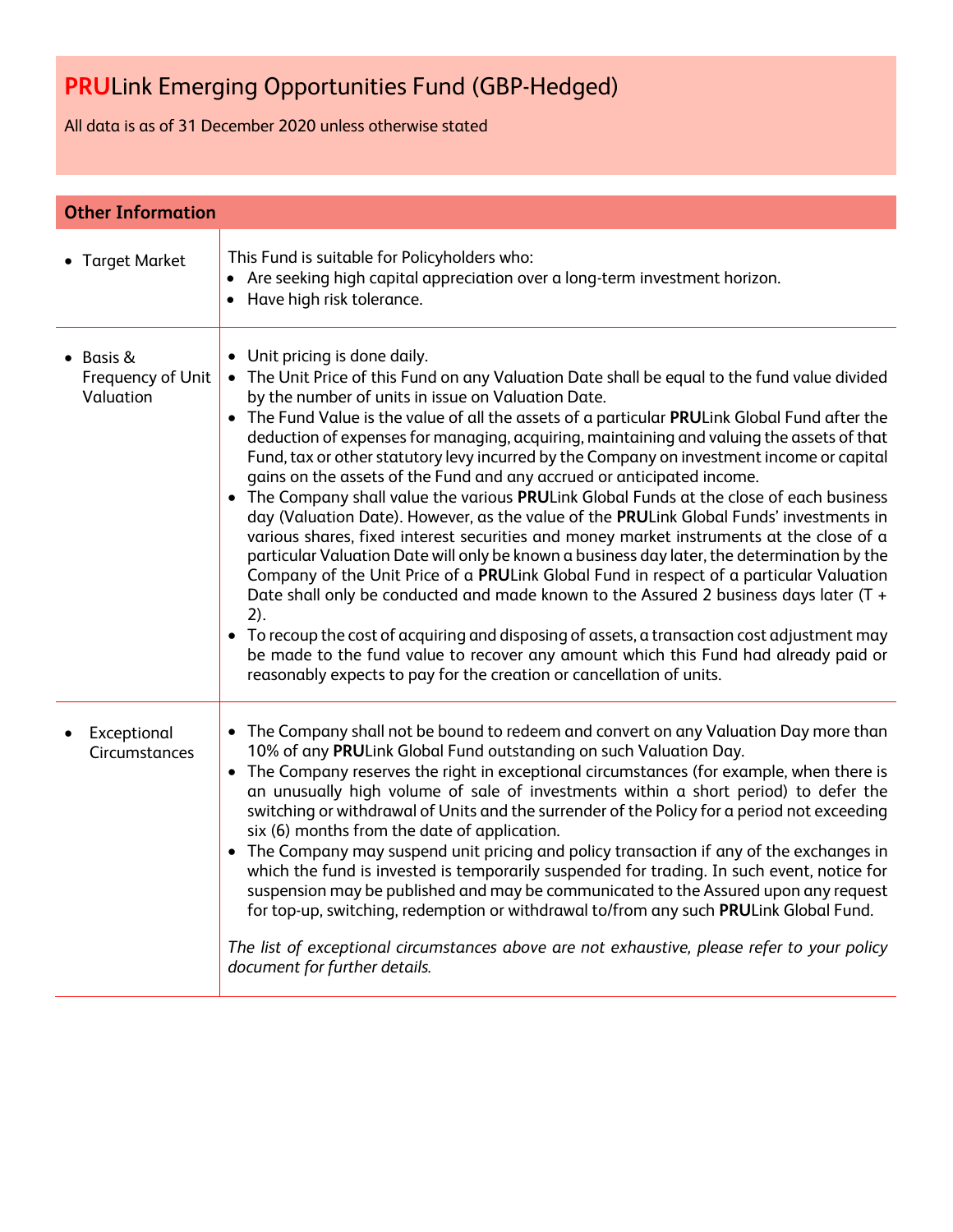# **PRU**Link Emerging Opportunities Fund (GBP-Hedged)

All data is as of 31 December 2020 unless otherwise stated

## Other Information

| | |
|---|---|
| • Target Market | This Fund is suitable for Policyholders who:<br>• Are seeking high capital appreciation over a long-term investment horizon.<br>• Have high risk tolerance. |
| • Basis & Frequency of Unit Valuation | • Unit pricing is done daily.<br>• The Unit Price of this Fund on any Valuation Date shall be equal to the fund value divided by the number of units in issue on Valuation Date.<br>• The Fund Value is the value of all the assets of a particular **PRU**Link Global Fund after the deduction of expenses for managing, acquiring, maintaining and valuing the assets of that Fund, tax or other statutory levy incurred by the Company on investment income or capital gains on the assets of the Fund and any accrued or anticipated income.<br>• The Company shall value the various **PRU**Link Global Funds at the close of each business day (Valuation Date). However, as the value of the **PRU**Link Global Funds' investments in various shares, fixed interest securities and money market instruments at the close of a particular Valuation Date will only be known a business day later, the determination by the Company of the Unit Price of a **PRU**Link Global Fund in respect of a particular Valuation Date shall only be conducted and made known to the Assured 2 business days later (T + 2).<br>• To recoup the cost of acquiring and disposing of assets, a transaction cost adjustment may be made to the fund value to recover any amount which this Fund had already paid or reasonably expects to pay for the creation or cancellation of units. |
| • Exceptional Circumstances | • The Company shall not be bound to redeem and convert on any Valuation Day more than 10% of any **PRU**Link Global Fund outstanding on such Valuation Day.<br>• The Company reserves the right in exceptional circumstances (for example, when there is an unusually high volume of sale of investments within a short period) to defer the switching or withdrawal of Units and the surrender of the Policy for a period not exceeding six (6) months from the date of application.<br>• The Company may suspend unit pricing and policy transaction if any of the exchanges in which the fund is invested is temporarily suspended for trading. In such event, notice for suspension may be published and may be communicated to the Assured upon any request for top-up, switching, redemption or withdrawal to/from any such **PRU**Link Global Fund.<br><br>*The list of exceptional circumstances above are not exhaustive, please refer to your policy document for further details.* |